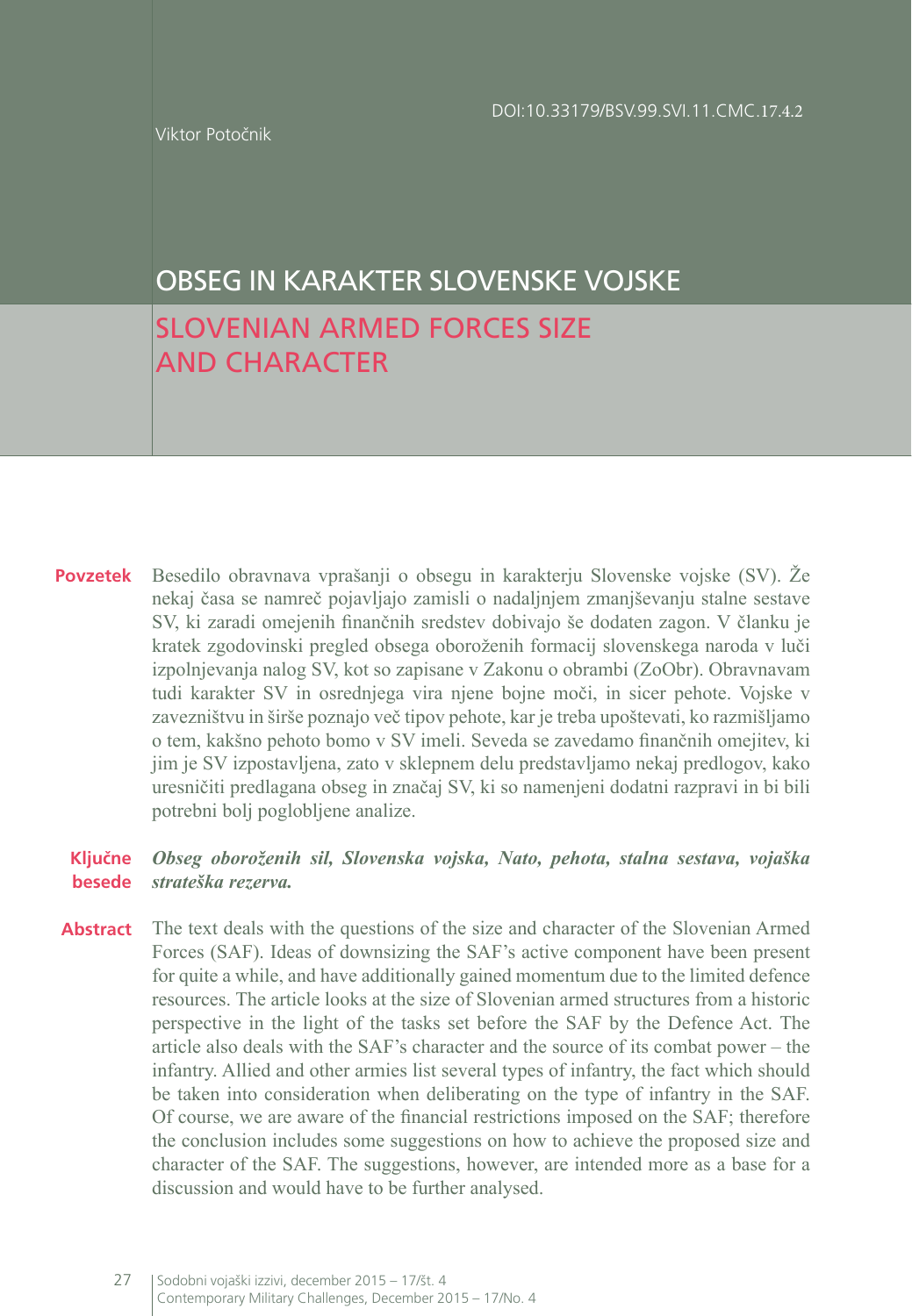DOI:10.33179/BSV.99.SVI.11.CMC.17.4.2

Viktor Potočnik

# OBSEG IN KARAKTER SLOVENSKE VOJSKE

# SLOVENIAN ARMED FORCES SIZE AND CHARACTER

**Povzetek** Besedilo obravnava vprašanji o obsegu in karakterju Slovenske vojske (SV). Že nekaj časa se namreč pojavljajo zamisli o nadaljnjem zmanjševanju stalne sestave SV, ki zaradi omejenih finančnih sredstev dobivajo še dodaten zagon. V članku je kratek zgodovinski pregled obsega oboroženih formacij slovenskega naroda v luči izpolnjevanja nalog SV, kot so zapisane v Zakonu o obrambi (ZoObr). Obravnavam tudi karakter SV in osrednjega vira njene bojne moči, in sicer pehote. Vojske v zavezništvu in širše poznajo več tipov pehote, kar je treba upoštevati, ko razmišljamo o tem, kakšno pehoto bomo v SV imeli. Seveda se zavedamo finančnih omejitev, ki jim je SV izpostavljena, zato v sklepnem delu predstavljamo nekaj predlogov, kako uresničiti predlagana obseg in značaj SV, ki so namenjeni dodatni razpravi in bi bili potrebni bolj poglobljene analize.

**Ključne besede** ***Obseg oboroženih sil, Slovenska vojska, Nato, pehota, stalna sestava, vojaška strateška rezerva.***

**Abstract** The text deals with the questions of the size and character of the Slovenian Armed Forces (SAF). Ideas of downsizing the SAF's active component have been present for quite a while, and have additionally gained momentum due to the limited defence resources. The article looks at the size of Slovenian armed structures from a historic perspective in the light of the tasks set before the SAF by the Defence Act. The article also deals with the SAF's character and the source of its combat power – the infantry. Allied and other armies list several types of infantry, the fact which should be taken into consideration when deliberating on the type of infantry in the SAF. Of course, we are aware of the financial restrictions imposed on the SAF; therefore the conclusion includes some suggestions on how to achieve the proposed size and character of the SAF. The suggestions, however, are intended more as a base for a discussion and would have to be further analysed.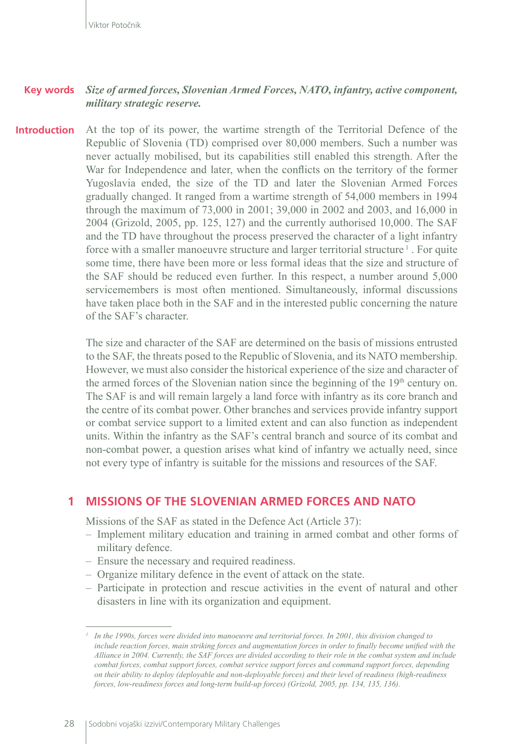**Key words** ***Size of armed forces, Slovenian Armed Forces, NATO, infantry, active component, military strategic reserve.***

**Introduction** At the top of its power, the wartime strength of the Territorial Defence of the Republic of Slovenia (TD) comprised over 80,000 members. Such a number was never actually mobilised, but its capabilities still enabled this strength. After the War for Independence and later, when the conflicts on the territory of the former Yugoslavia ended, the size of the TD and later the Slovenian Armed Forces gradually changed. It ranged from a wartime strength of 54,000 members in 1994 through the maximum of 73,000 in 2001; 39,000 in 2002 and 2003, and 16,000 in 2004 (Grizold, 2005, pp. 125, 127) and the currently authorised 10,000. The SAF and the TD have throughout the process preserved the character of a light infantry force with a smaller manoeuvre structure and larger territorial structure [1]. For quite some time, there have been more or less formal ideas that the size and structure of the SAF should be reduced even further. In this respect, a number around 5,000 servicemembers is most often mentioned. Simultaneously, informal discussions have taken place both in the SAF and in the interested public concerning the nature of the SAF's character.

The size and character of the SAF are determined on the basis of missions entrusted to the SAF, the threats posed to the Republic of Slovenia, and its NATO membership. However, we must also consider the historical experience of the size and character of the armed forces of the Slovenian nation since the beginning of the 19th century on. The SAF is and will remain largely a land force with infantry as its core branch and the centre of its combat power. Other branches and services provide infantry support or combat service support to a limited extent and can also function as independent units. Within the infantry as the SAF's central branch and source of its combat and non-combat power, a question arises what kind of infantry we actually need, since not every type of infantry is suitable for the missions and resources of the SAF.

## 1 MISSIONS OF THE SLOVENIAN ARMED FORCES AND NATO

Missions of the SAF as stated in the Defence Act (Article 37):

- Implement military education and training in armed combat and other forms of military defence.
- Ensure the necessary and required readiness.
- Organize military defence in the event of attack on the state.
- Participate in protection and rescue activities in the event of natural and other disasters in line with its organization and equipment.

---

[1] *In the 1990s, forces were divided into manoeuvre and territorial forces. In 2001, this division changed to include reaction forces, main striking forces and augmentation forces in order to finally become unified with the Alliance in 2004. Currently, the SAF forces are divided according to their role in the combat system and include combat forces, combat support forces, combat service support forces and command support forces, depending on their ability to deploy (deployable and non-deployable forces) and their level of readiness (high-readiness forces, low-readiness forces and long-term build-up forces) (Grizold, 2005, pp. 134, 135, 136).*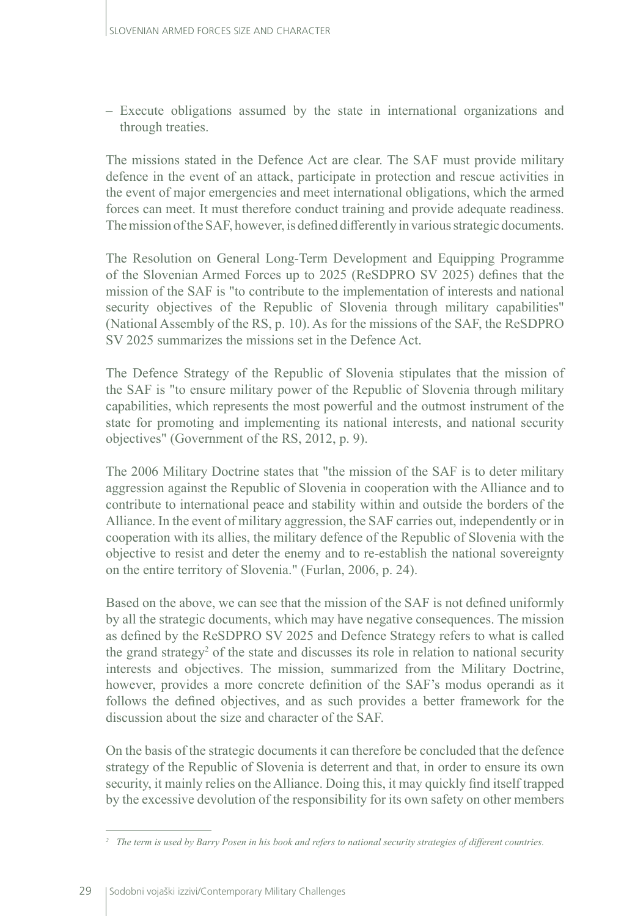– Execute obligations assumed by the state in international organizations and through treaties.

The missions stated in the Defence Act are clear. The SAF must provide military defence in the event of an attack, participate in protection and rescue activities in the event of major emergencies and meet international obligations, which the armed forces can meet. It must therefore conduct training and provide adequate readiness. The mission of the SAF, however, is defined differently in various strategic documents.

The Resolution on General Long-Term Development and Equipping Programme of the Slovenian Armed Forces up to 2025 (ReSDPRO SV 2025) defines that the mission of the SAF is "to contribute to the implementation of interests and national security objectives of the Republic of Slovenia through military capabilities" (National Assembly of the RS, p. 10). As for the missions of the SAF, the ReSDPRO SV 2025 summarizes the missions set in the Defence Act.

The Defence Strategy of the Republic of Slovenia stipulates that the mission of the SAF is "to ensure military power of the Republic of Slovenia through military capabilities, which represents the most powerful and the outmost instrument of the state for promoting and implementing its national interests, and national security objectives" (Government of the RS, 2012, p. 9).

The 2006 Military Doctrine states that "the mission of the SAF is to deter military aggression against the Republic of Slovenia in cooperation with the Alliance and to contribute to international peace and stability within and outside the borders of the Alliance. In the event of military aggression, the SAF carries out, independently or in cooperation with its allies, the military defence of the Republic of Slovenia with the objective to resist and deter the enemy and to re-establish the national sovereignty on the entire territory of Slovenia." (Furlan, 2006, p. 24).

Based on the above, we can see that the mission of the SAF is not defined uniformly by all the strategic documents, which may have negative consequences. The mission as defined by the ReSDPRO SV 2025 and Defence Strategy refers to what is called the grand strategy[2] of the state and discusses its role in relation to national security interests and objectives. The mission, summarized from the Military Doctrine, however, provides a more concrete definition of the SAF's modus operandi as it follows the defined objectives, and as such provides a better framework for the discussion about the size and character of the SAF.

On the basis of the strategic documents it can therefore be concluded that the defence strategy of the Republic of Slovenia is deterrent and that, in order to ensure its own security, it mainly relies on the Alliance. Doing this, it may quickly find itself trapped by the excessive devolution of the responsibility for its own safety on other members

---

[2] *The term is used by Barry Posen in his book and refers to national security strategies of different countries.*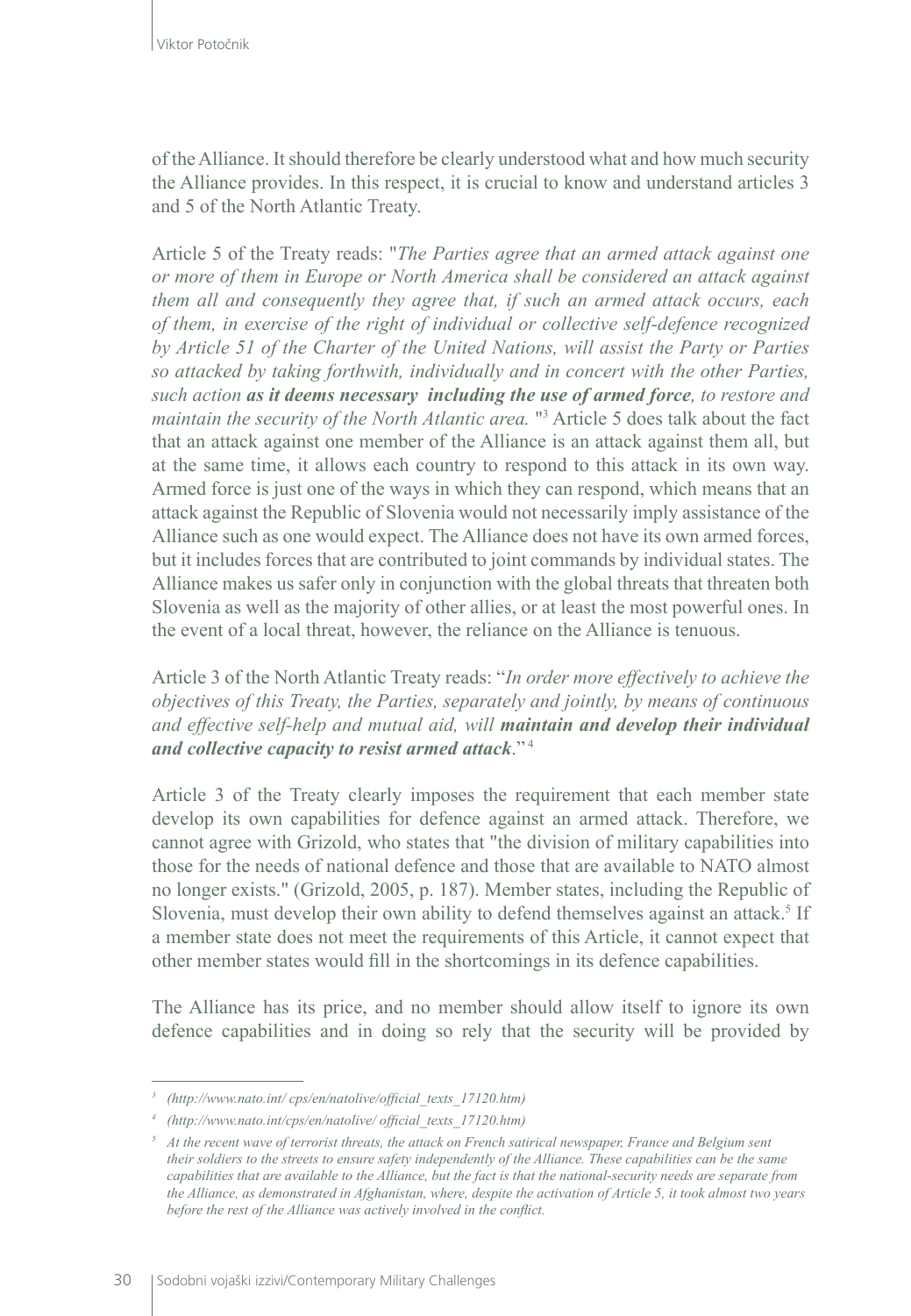of the Alliance. It should therefore be clearly understood what and how much security the Alliance provides. In this respect, it is crucial to know and understand articles 3 and 5 of the North Atlantic Treaty.

Article 5 of the Treaty reads: "*The Parties agree that an armed attack against one or more of them in Europe or North America shall be considered an attack against them all and consequently they agree that, if such an armed attack occurs, each of them, in exercise of the right of individual or collective self-defence recognized by Article 51 of the Charter of the United Nations, will assist the Party or Parties so attacked by taking forthwith, individually and in concert with the other Parties, such action* ***as it deems necessary including the use of armed force****, to restore and maintain the security of the North Atlantic area.* "[3] Article 5 does talk about the fact that an attack against one member of the Alliance is an attack against them all, but at the same time, it allows each country to respond to this attack in its own way. Armed force is just one of the ways in which they can respond, which means that an attack against the Republic of Slovenia would not necessarily imply assistance of the Alliance such as one would expect. The Alliance does not have its own armed forces, but it includes forces that are contributed to joint commands by individual states. The Alliance makes us safer only in conjunction with the global threats that threaten both Slovenia as well as the majority of other allies, or at least the most powerful ones. In the event of a local threat, however, the reliance on the Alliance is tenuous.

Article 3 of the North Atlantic Treaty reads: "*In order more effectively to achieve the objectives of this Treaty, the Parties, separately and jointly, by means of continuous and effective self-help and mutual aid, will* ***maintain and develop their individual and collective capacity to resist armed attack****.*" [4]

Article 3 of the Treaty clearly imposes the requirement that each member state develop its own capabilities for defence against an armed attack. Therefore, we cannot agree with Grizold, who states that "the division of military capabilities into those for the needs of national defence and those that are available to NATO almost no longer exists." (Grizold, 2005, p. 187). Member states, including the Republic of Slovenia, must develop their own ability to defend themselves against an attack.[5] If a member state does not meet the requirements of this Article, it cannot expect that other member states would fill in the shortcomings in its defence capabilities.

The Alliance has its price, and no member should allow itself to ignore its own defence capabilities and in doing so rely that the security will be provided by

---

[3] *(http://www.nato.int/ cps/en/natolive/official_texts_17120.htm)*

[4] *(http://www.nato.int/cps/en/natolive/ official_texts_17120.htm)*

[5] *At the recent wave of terrorist threats, the attack on French satirical newspaper, France and Belgium sent their soldiers to the streets to ensure safety independently of the Alliance. These capabilities can be the same capabilities that are available to the Alliance, but the fact is that the national-security needs are separate from the Alliance, as demonstrated in Afghanistan, where, despite the activation of Article 5, it took almost two years before the rest of the Alliance was actively involved in the conflict.*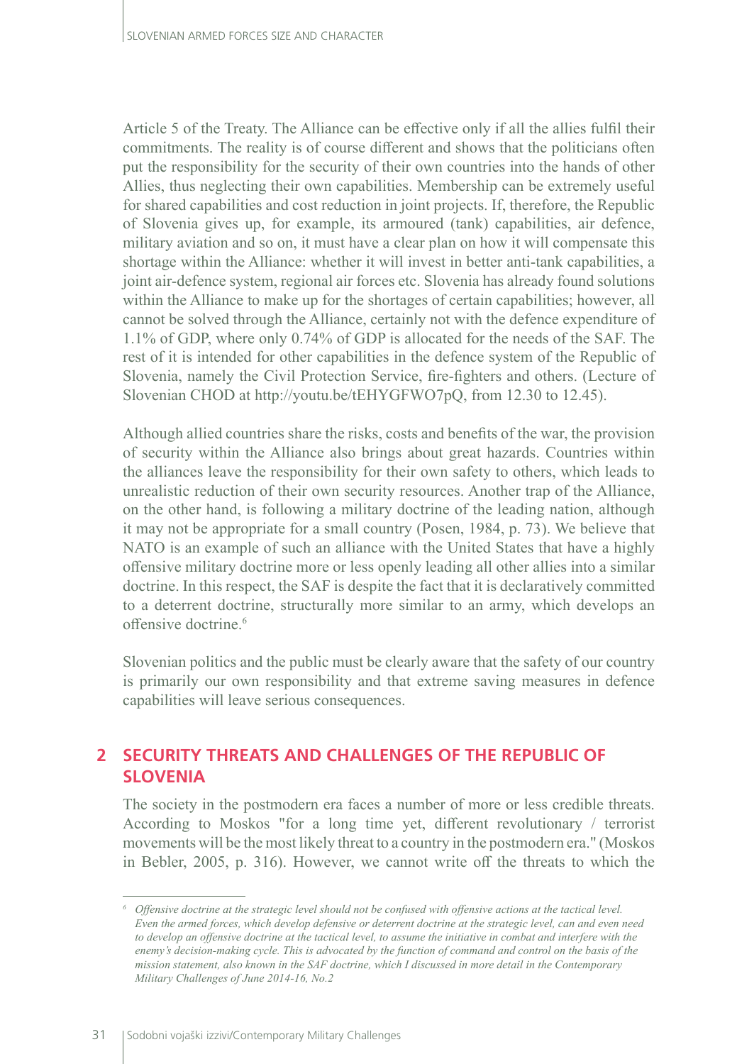Article 5 of the Treaty. The Alliance can be effective only if all the allies fulfil their commitments. The reality is of course different and shows that the politicians often put the responsibility for the security of their own countries into the hands of other Allies, thus neglecting their own capabilities. Membership can be extremely useful for shared capabilities and cost reduction in joint projects. If, therefore, the Republic of Slovenia gives up, for example, its armoured (tank) capabilities, air defence, military aviation and so on, it must have a clear plan on how it will compensate this shortage within the Alliance: whether it will invest in better anti-tank capabilities, a joint air-defence system, regional air forces etc. Slovenia has already found solutions within the Alliance to make up for the shortages of certain capabilities; however, all cannot be solved through the Alliance, certainly not with the defence expenditure of 1.1% of GDP, where only 0.74% of GDP is allocated for the needs of the SAF. The rest of it is intended for other capabilities in the defence system of the Republic of Slovenia, namely the Civil Protection Service, fire-fighters and others. (Lecture of Slovenian CHOD at http://youtu.be/tEHYGFWO7pQ, from 12.30 to 12.45).

Although allied countries share the risks, costs and benefits of the war, the provision of security within the Alliance also brings about great hazards. Countries within the alliances leave the responsibility for their own safety to others, which leads to unrealistic reduction of their own security resources. Another trap of the Alliance, on the other hand, is following a military doctrine of the leading nation, although it may not be appropriate for a small country (Posen, 1984, p. 73). We believe that NATO is an example of such an alliance with the United States that have a highly offensive military doctrine more or less openly leading all other allies into a similar doctrine. In this respect, the SAF is despite the fact that it is declaratively committed to a deterrent doctrine, structurally more similar to an army, which develops an offensive doctrine.[6]

Slovenian politics and the public must be clearly aware that the safety of our country is primarily our own responsibility and that extreme saving measures in defence capabilities will leave serious consequences.

## 2 SECURITY THREATS AND CHALLENGES OF THE REPUBLIC OF SLOVENIA

The society in the postmodern era faces a number of more or less credible threats. According to Moskos "for a long time yet, different revolutionary / terrorist movements will be the most likely threat to a country in the postmodern era." (Moskos in Bebler, 2005, p. 316). However, we cannot write off the threats to which the

---

[6] *Offensive doctrine at the strategic level should not be confused with offensive actions at the tactical level. Even the armed forces, which develop defensive or deterrent doctrine at the strategic level, can and even need to develop an offensive doctrine at the tactical level, to assume the initiative in combat and interfere with the enemy's decision-making cycle. This is advocated by the function of command and control on the basis of the mission statement, also known in the SAF doctrine, which I discussed in more detail in the Contemporary Military Challenges of June 2014-16, No.2*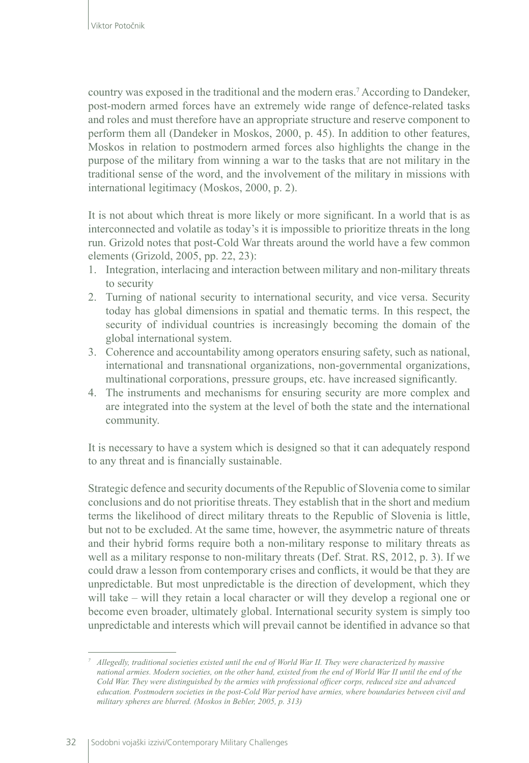country was exposed in the traditional and the modern eras.[7] According to Dandeker, post-modern armed forces have an extremely wide range of defence-related tasks and roles and must therefore have an appropriate structure and reserve component to perform them all (Dandeker in Moskos, 2000, p. 45). In addition to other features, Moskos in relation to postmodern armed forces also highlights the change in the purpose of the military from winning a war to the tasks that are not military in the traditional sense of the word, and the involvement of the military in missions with international legitimacy (Moskos, 2000, p. 2).

It is not about which threat is more likely or more significant. In a world that is as interconnected and volatile as today's it is impossible to prioritize threats in the long run. Grizold notes that post-Cold War threats around the world have a few common elements (Grizold, 2005, pp. 22, 23):

1. Integration, interlacing and interaction between military and non-military threats to security
2. Turning of national security to international security, and vice versa. Security today has global dimensions in spatial and thematic terms. In this respect, the security of individual countries is increasingly becoming the domain of the global international system.
3. Coherence and accountability among operators ensuring safety, such as national, international and transnational organizations, non-governmental organizations, multinational corporations, pressure groups, etc. have increased significantly.
4. The instruments and mechanisms for ensuring security are more complex and are integrated into the system at the level of both the state and the international community.

It is necessary to have a system which is designed so that it can adequately respond to any threat and is financially sustainable.

Strategic defence and security documents of the Republic of Slovenia come to similar conclusions and do not prioritise threats. They establish that in the short and medium terms the likelihood of direct military threats to the Republic of Slovenia is little, but not to be excluded. At the same time, however, the asymmetric nature of threats and their hybrid forms require both a non-military response to military threats as well as a military response to non-military threats (Def. Strat. RS, 2012, p. 3). If we could draw a lesson from contemporary crises and conflicts, it would be that they are unpredictable. But most unpredictable is the direction of development, which they will take – will they retain a local character or will they develop a regional one or become even broader, ultimately global. International security system is simply too unpredictable and interests which will prevail cannot be identified in advance so that

---

[7] *Allegedly, traditional societies existed until the end of World War II. They were characterized by massive national armies. Modern societies, on the other hand, existed from the end of World War II until the end of the Cold War. They were distinguished by the armies with professional officer corps, reduced size and advanced education. Postmodern societies in the post-Cold War period have armies, where boundaries between civil and military spheres are blurred. (Moskos in Bebler, 2005, p. 313)*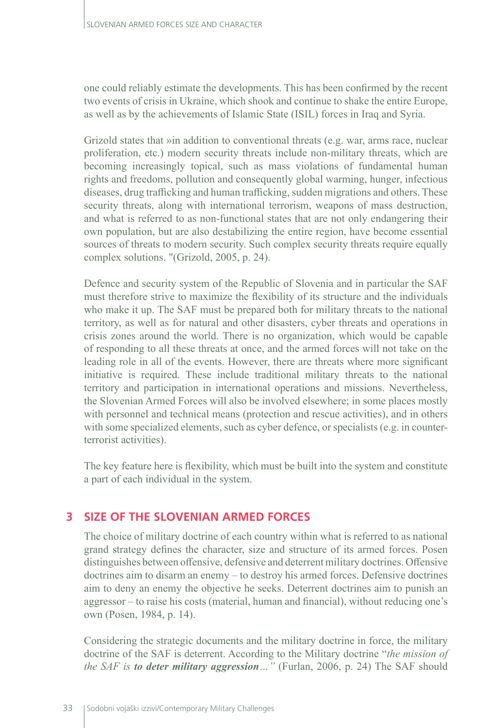one could reliably estimate the developments. This has been confirmed by the recent two events of crisis in Ukraine, which shook and continue to shake the entire Europe, as well as by the achievements of Islamic State (ISIL) forces in Iraq and Syria.

Grizold states that »in addition to conventional threats (e.g. war, arms race, nuclear proliferation, etc.) modern security threats include non-military threats, which are becoming increasingly topical, such as mass violations of fundamental human rights and freedoms, pollution and consequently global warming, hunger, infectious diseases, drug trafficking and human trafficking, sudden migrations and others. These security threats, along with international terrorism, weapons of mass destruction, and what is referred to as non-functional states that are not only endangering their own population, but are also destabilizing the entire region, have become essential sources of threats to modern security. Such complex security threats require equally complex solutions. "(Grizold, 2005, p. 24).

Defence and security system of the Republic of Slovenia and in particular the SAF must therefore strive to maximize the flexibility of its structure and the individuals who make it up. The SAF must be prepared both for military threats to the national territory, as well as for natural and other disasters, cyber threats and operations in crisis zones around the world. There is no organization, which would be capable of responding to all these threats at once, and the armed forces will not take on the leading role in all of the events. However, there are threats where more significant initiative is required. These include traditional military threats to the national territory and participation in international operations and missions. Nevertheless, the Slovenian Armed Forces will also be involved elsewhere; in some places mostly with personnel and technical means (protection and rescue activities), and in others with some specialized elements, such as cyber defence, or specialists (e.g. in counter-terrorist activities).

The key feature here is flexibility, which must be built into the system and constitute a part of each individual in the system.

## 3 SIZE OF THE SLOVENIAN ARMED FORCES

The choice of military doctrine of each country within what is referred to as national grand strategy defines the character, size and structure of its armed forces. Posen distinguishes between offensive, defensive and deterrent military doctrines. Offensive doctrines aim to disarm an enemy – to destroy his armed forces. Defensive doctrines aim to deny an enemy the objective he seeks. Deterrent doctrines aim to punish an aggressor – to raise his costs (material, human and financial), without reducing one's own (Posen, 1984, p. 14).

Considering the strategic documents and the military doctrine in force, the military doctrine of the SAF is deterrent. According to the Military doctrine "*the mission of the SAF is **to deter military aggression**…"* (Furlan, 2006, p. 24) The SAF should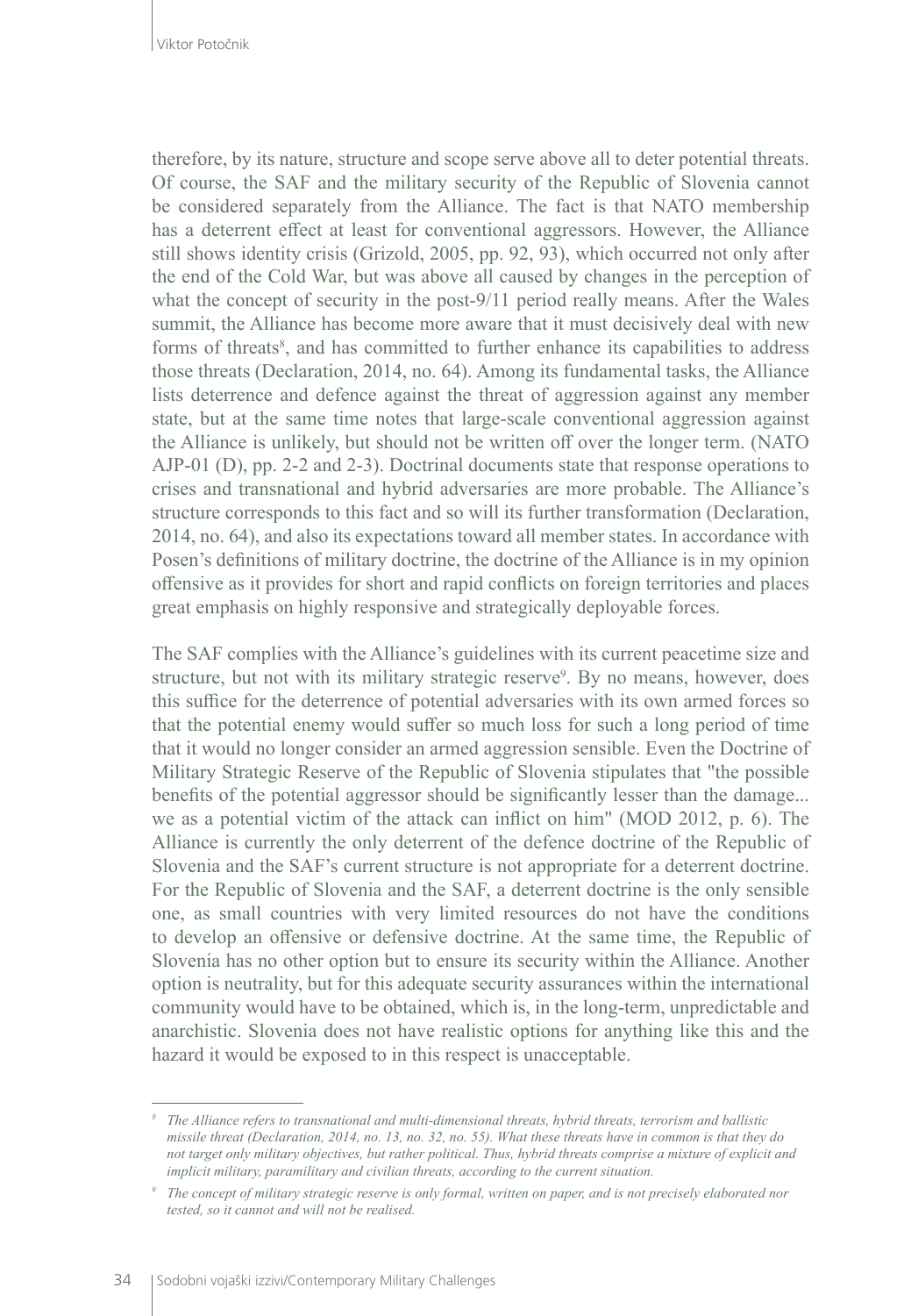therefore, by its nature, structure and scope serve above all to deter potential threats. Of course, the SAF and the military security of the Republic of Slovenia cannot be considered separately from the Alliance. The fact is that NATO membership has a deterrent effect at least for conventional aggressors. However, the Alliance still shows identity crisis (Grizold, 2005, pp. 92, 93), which occurred not only after the end of the Cold War, but was above all caused by changes in the perception of what the concept of security in the post-9/11 period really means. After the Wales summit, the Alliance has become more aware that it must decisively deal with new forms of threats[8], and has committed to further enhance its capabilities to address those threats (Declaration, 2014, no. 64). Among its fundamental tasks, the Alliance lists deterrence and defence against the threat of aggression against any member state, but at the same time notes that large-scale conventional aggression against the Alliance is unlikely, but should not be written off over the longer term. (NATO AJP-01 (D), pp. 2-2 and 2-3). Doctrinal documents state that response operations to crises and transnational and hybrid adversaries are more probable. The Alliance's structure corresponds to this fact and so will its further transformation (Declaration, 2014, no. 64), and also its expectations toward all member states. In accordance with Posen's definitions of military doctrine, the doctrine of the Alliance is in my opinion offensive as it provides for short and rapid conflicts on foreign territories and places great emphasis on highly responsive and strategically deployable forces.

The SAF complies with the Alliance's guidelines with its current peacetime size and structure, but not with its military strategic reserve[9]. By no means, however, does this suffice for the deterrence of potential adversaries with its own armed forces so that the potential enemy would suffer so much loss for such a long period of time that it would no longer consider an armed aggression sensible. Even the Doctrine of Military Strategic Reserve of the Republic of Slovenia stipulates that "the possible benefits of the potential aggressor should be significantly lesser than the damage... we as a potential victim of the attack can inflict on him" (MOD 2012, p. 6). The Alliance is currently the only deterrent of the defence doctrine of the Republic of Slovenia and the SAF's current structure is not appropriate for a deterrent doctrine. For the Republic of Slovenia and the SAF, a deterrent doctrine is the only sensible one, as small countries with very limited resources do not have the conditions to develop an offensive or defensive doctrine. At the same time, the Republic of Slovenia has no other option but to ensure its security within the Alliance. Another option is neutrality, but for this adequate security assurances within the international community would have to be obtained, which is, in the long-term, unpredictable and anarchistic. Slovenia does not have realistic options for anything like this and the hazard it would be exposed to in this respect is unacceptable.

---

*[8] The Alliance refers to transnational and multi-dimensional threats, hybrid threats, terrorism and ballistic missile threat (Declaration, 2014, no. 13, no. 32, no. 55). What these threats have in common is that they do not target only military objectives, but rather political. Thus, hybrid threats comprise a mixture of explicit and implicit military, paramilitary and civilian threats, according to the current situation.*

*[9] The concept of military strategic reserve is only formal, written on paper, and is not precisely elaborated nor tested, so it cannot and will not be realised.*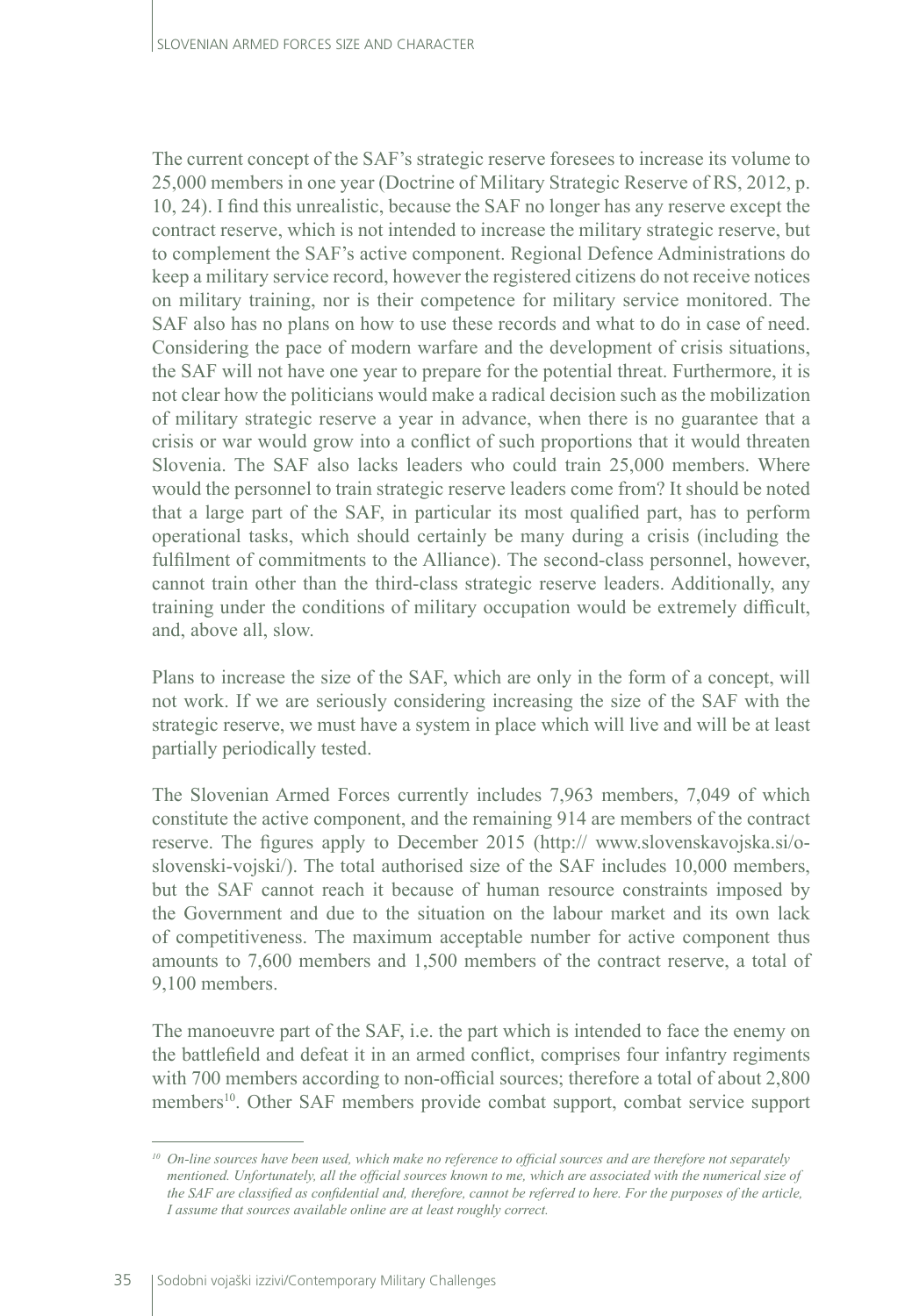The current concept of the SAF's strategic reserve foresees to increase its volume to 25,000 members in one year (Doctrine of Military Strategic Reserve of RS, 2012, p. 10, 24). I find this unrealistic, because the SAF no longer has any reserve except the contract reserve, which is not intended to increase the military strategic reserve, but to complement the SAF's active component. Regional Defence Administrations do keep a military service record, however the registered citizens do not receive notices on military training, nor is their competence for military service monitored. The SAF also has no plans on how to use these records and what to do in case of need. Considering the pace of modern warfare and the development of crisis situations, the SAF will not have one year to prepare for the potential threat. Furthermore, it is not clear how the politicians would make a radical decision such as the mobilization of military strategic reserve a year in advance, when there is no guarantee that a crisis or war would grow into a conflict of such proportions that it would threaten Slovenia. The SAF also lacks leaders who could train 25,000 members. Where would the personnel to train strategic reserve leaders come from? It should be noted that a large part of the SAF, in particular its most qualified part, has to perform operational tasks, which should certainly be many during a crisis (including the fulfilment of commitments to the Alliance). The second-class personnel, however, cannot train other than the third-class strategic reserve leaders. Additionally, any training under the conditions of military occupation would be extremely difficult, and, above all, slow.

Plans to increase the size of the SAF, which are only in the form of a concept, will not work. If we are seriously considering increasing the size of the SAF with the strategic reserve, we must have a system in place which will live and will be at least partially periodically tested.

The Slovenian Armed Forces currently includes 7,963 members, 7,049 of which constitute the active component, and the remaining 914 are members of the contract reserve. The figures apply to December 2015 (http:// www.slovenskavojska.si/o-slovenski-vojski/). The total authorised size of the SAF includes 10,000 members, but the SAF cannot reach it because of human resource constraints imposed by the Government and due to the situation on the labour market and its own lack of competitiveness. The maximum acceptable number for active component thus amounts to 7,600 members and 1,500 members of the contract reserve, a total of 9,100 members.

The manoeuvre part of the SAF, i.e. the part which is intended to face the enemy on the battlefield and defeat it in an armed conflict, comprises four infantry regiments with 700 members according to non-official sources; therefore a total of about 2,800 members[10]. Other SAF members provide combat support, combat service support

---

*[10] On-line sources have been used, which make no reference to official sources and are therefore not separately mentioned. Unfortunately, all the official sources known to me, which are associated with the numerical size of the SAF are classified as confidential and, therefore, cannot be referred to here. For the purposes of the article, I assume that sources available online are at least roughly correct.*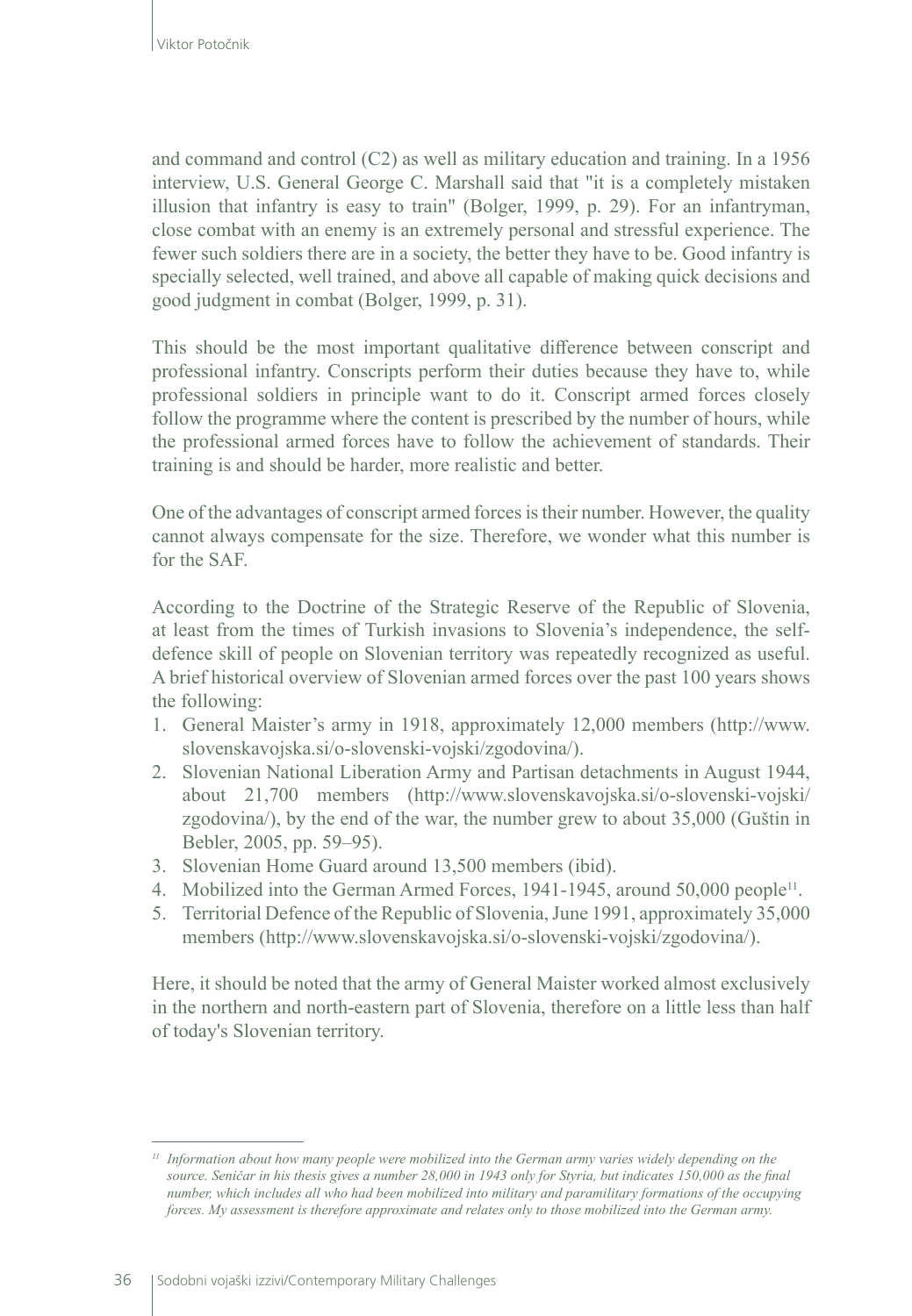and command and control (C2) as well as military education and training. In a 1956 interview, U.S. General George C. Marshall said that "it is a completely mistaken illusion that infantry is easy to train" (Bolger, 1999, p. 29). For an infantryman, close combat with an enemy is an extremely personal and stressful experience. The fewer such soldiers there are in a society, the better they have to be. Good infantry is specially selected, well trained, and above all capable of making quick decisions and good judgment in combat (Bolger, 1999, p. 31).

This should be the most important qualitative difference between conscript and professional infantry. Conscripts perform their duties because they have to, while professional soldiers in principle want to do it. Conscript armed forces closely follow the programme where the content is prescribed by the number of hours, while the professional armed forces have to follow the achievement of standards. Their training is and should be harder, more realistic and better.

One of the advantages of conscript armed forces is their number. However, the quality cannot always compensate for the size. Therefore, we wonder what this number is for the SAF.

According to the Doctrine of the Strategic Reserve of the Republic of Slovenia, at least from the times of Turkish invasions to Slovenia's independence, the self-defence skill of people on Slovenian territory was repeatedly recognized as useful. A brief historical overview of Slovenian armed forces over the past 100 years shows the following:

1. General Maister's army in 1918, approximately 12,000 members (http://www.slovenskavojska.si/o-slovenski-vojski/zgodovina/).
2. Slovenian National Liberation Army and Partisan detachments in August 1944, about 21,700 members (http://www.slovenskavojska.si/o-slovenski-vojski/zgodovina/), by the end of the war, the number grew to about 35,000 (Guštin in Bebler, 2005, pp. 59–95).
3. Slovenian Home Guard around 13,500 members (ibid).
4. Mobilized into the German Armed Forces, 1941-1945, around 50,000 people[11].
5. Territorial Defence of the Republic of Slovenia, June 1991, approximately 35,000 members (http://www.slovenskavojska.si/o-slovenski-vojski/zgodovina/).

Here, it should be noted that the army of General Maister worked almost exclusively in the northern and north-eastern part of Slovenia, therefore on a little less than half of today's Slovenian territory.

---

[11] *Information about how many people were mobilized into the German army varies widely depending on the source. Seničar in his thesis gives a number 28,000 in 1943 only for Styria, but indicates 150,000 as the final number, which includes all who had been mobilized into military and paramilitary formations of the occupying forces. My assessment is therefore approximate and relates only to those mobilized into the German army.*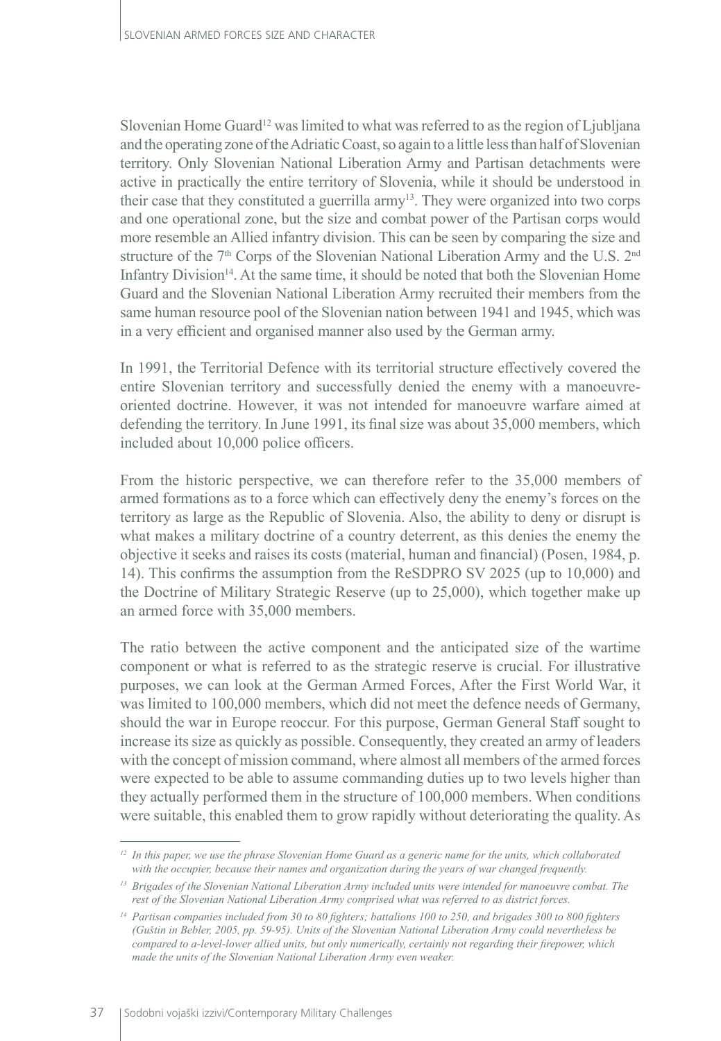Slovenian Home Guard[12] was limited to what was referred to as the region of Ljubljana and the operating zone of the Adriatic Coast, so again to a little less than half of Slovenian territory. Only Slovenian National Liberation Army and Partisan detachments were active in practically the entire territory of Slovenia, while it should be understood in their case that they constituted a guerrilla army[13]. They were organized into two corps and one operational zone, but the size and combat power of the Partisan corps would more resemble an Allied infantry division. This can be seen by comparing the size and structure of the 7th Corps of the Slovenian National Liberation Army and the U.S. 2nd Infantry Division[14]. At the same time, it should be noted that both the Slovenian Home Guard and the Slovenian National Liberation Army recruited their members from the same human resource pool of the Slovenian nation between 1941 and 1945, which was in a very efficient and organised manner also used by the German army.

In 1991, the Territorial Defence with its territorial structure effectively covered the entire Slovenian territory and successfully denied the enemy with a manoeuvre-oriented doctrine. However, it was not intended for manoeuvre warfare aimed at defending the territory. In June 1991, its final size was about 35,000 members, which included about 10,000 police officers.

From the historic perspective, we can therefore refer to the 35,000 members of armed formations as to a force which can effectively deny the enemy's forces on the territory as large as the Republic of Slovenia. Also, the ability to deny or disrupt is what makes a military doctrine of a country deterrent, as this denies the enemy the objective it seeks and raises its costs (material, human and financial) (Posen, 1984, p. 14). This confirms the assumption from the ReSDPRO SV 2025 (up to 10,000) and the Doctrine of Military Strategic Reserve (up to 25,000), which together make up an armed force with 35,000 members.

The ratio between the active component and the anticipated size of the wartime component or what is referred to as the strategic reserve is crucial. For illustrative purposes, we can look at the German Armed Forces, After the First World War, it was limited to 100,000 members, which did not meet the defence needs of Germany, should the war in Europe reoccur. For this purpose, German General Staff sought to increase its size as quickly as possible. Consequently, they created an army of leaders with the concept of mission command, where almost all members of the armed forces were expected to be able to assume commanding duties up to two levels higher than they actually performed them in the structure of 100,000 members. When conditions were suitable, this enabled them to grow rapidly without deteriorating the quality. As

---

[12] *In this paper, we use the phrase Slovenian Home Guard as a generic name for the units, which collaborated with the occupier, because their names and organization during the years of war changed frequently.*

[13] *Brigades of the Slovenian National Liberation Army included units were intended for manoeuvre combat. The rest of the Slovenian National Liberation Army comprised what was referred to as district forces.*

[14] *Partisan companies included from 30 to 80 fighters; battalions 100 to 250, and brigades 300 to 800 fighters (Guštin in Bebler, 2005, pp. 59-95). Units of the Slovenian National Liberation Army could nevertheless be compared to a-level-lower allied units, but only numerically, certainly not regarding their firepower, which made the units of the Slovenian National Liberation Army even weaker.*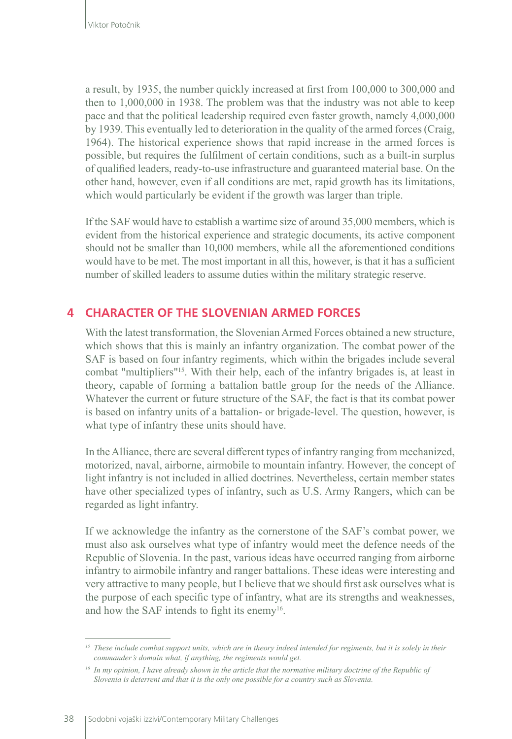a result, by 1935, the number quickly increased at first from 100,000 to 300,000 and then to 1,000,000 in 1938. The problem was that the industry was not able to keep pace and that the political leadership required even faster growth, namely 4,000,000 by 1939. This eventually led to deterioration in the quality of the armed forces (Craig, 1964). The historical experience shows that rapid increase in the armed forces is possible, but requires the fulfilment of certain conditions, such as a built-in surplus of qualified leaders, ready-to-use infrastructure and guaranteed material base. On the other hand, however, even if all conditions are met, rapid growth has its limitations, which would particularly be evident if the growth was larger than triple.

If the SAF would have to establish a wartime size of around 35,000 members, which is evident from the historical experience and strategic documents, its active component should not be smaller than 10,000 members, while all the aforementioned conditions would have to be met. The most important in all this, however, is that it has a sufficient number of skilled leaders to assume duties within the military strategic reserve.

## 4 CHARACTER OF THE SLOVENIAN ARMED FORCES

With the latest transformation, the Slovenian Armed Forces obtained a new structure, which shows that this is mainly an infantry organization. The combat power of the SAF is based on four infantry regiments, which within the brigades include several combat "multipliers"[15]. With their help, each of the infantry brigades is, at least in theory, capable of forming a battalion battle group for the needs of the Alliance. Whatever the current or future structure of the SAF, the fact is that its combat power is based on infantry units of a battalion- or brigade-level. The question, however, is what type of infantry these units should have.

In the Alliance, there are several different types of infantry ranging from mechanized, motorized, naval, airborne, airmobile to mountain infantry. However, the concept of light infantry is not included in allied doctrines. Nevertheless, certain member states have other specialized types of infantry, such as U.S. Army Rangers, which can be regarded as light infantry.

If we acknowledge the infantry as the cornerstone of the SAF's combat power, we must also ask ourselves what type of infantry would meet the defence needs of the Republic of Slovenia. In the past, various ideas have occurred ranging from airborne infantry to airmobile infantry and ranger battalions. These ideas were interesting and very attractive to many people, but I believe that we should first ask ourselves what is the purpose of each specific type of infantry, what are its strengths and weaknesses, and how the SAF intends to fight its enemy[16].

---

[15] *These include combat support units, which are in theory indeed intended for regiments, but it is solely in their commander's domain what, if anything, the regiments would get.*

[16] *In my opinion, I have already shown in the article that the normative military doctrine of the Republic of Slovenia is deterrent and that it is the only one possible for a country such as Slovenia.*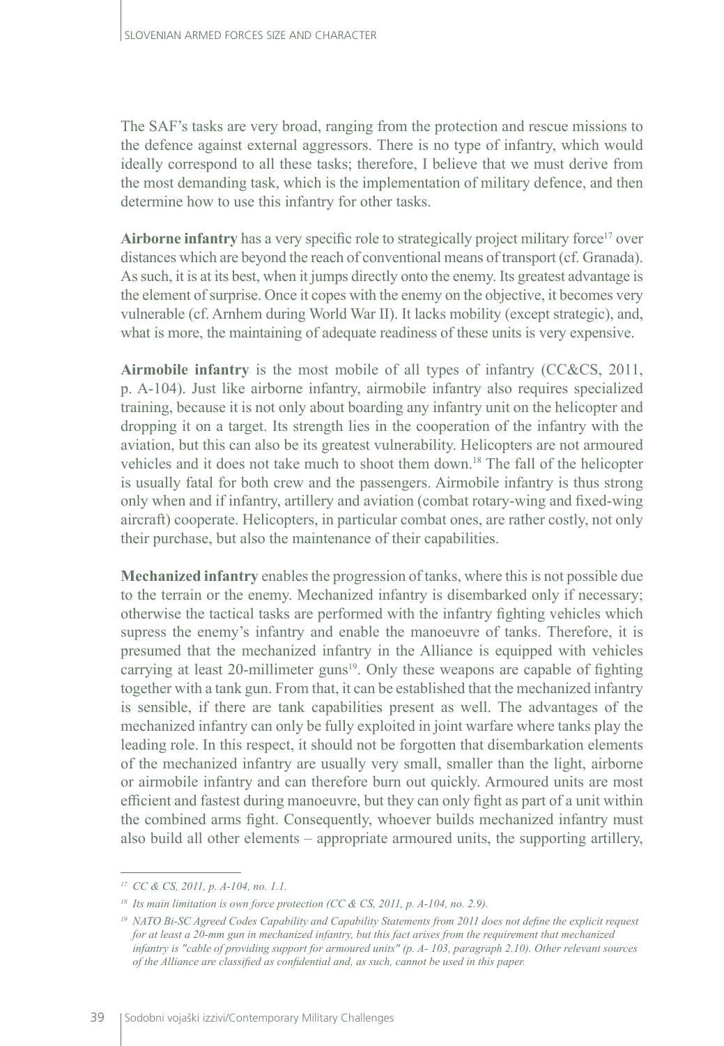The SAF's tasks are very broad, ranging from the protection and rescue missions to the defence against external aggressors. There is no type of infantry, which would ideally correspond to all these tasks; therefore, I believe that we must derive from the most demanding task, which is the implementation of military defence, and then determine how to use this infantry for other tasks.

**Airborne infantry** has a very specific role to strategically project military force[17] over distances which are beyond the reach of conventional means of transport (cf. Granada). As such, it is at its best, when it jumps directly onto the enemy. Its greatest advantage is the element of surprise. Once it copes with the enemy on the objective, it becomes very vulnerable (cf. Arnhem during World War II). It lacks mobility (except strategic), and, what is more, the maintaining of adequate readiness of these units is very expensive.

**Airmobile infantry** is the most mobile of all types of infantry (CC&CS, 2011, p. A-104). Just like airborne infantry, airmobile infantry also requires specialized training, because it is not only about boarding any infantry unit on the helicopter and dropping it on a target. Its strength lies in the cooperation of the infantry with the aviation, but this can also be its greatest vulnerability. Helicopters are not armoured vehicles and it does not take much to shoot them down.[18] The fall of the helicopter is usually fatal for both crew and the passengers. Airmobile infantry is thus strong only when and if infantry, artillery and aviation (combat rotary-wing and fixed-wing aircraft) cooperate. Helicopters, in particular combat ones, are rather costly, not only their purchase, but also the maintenance of their capabilities.

**Mechanized infantry** enables the progression of tanks, where this is not possible due to the terrain or the enemy. Mechanized infantry is disembarked only if necessary; otherwise the tactical tasks are performed with the infantry fighting vehicles which supress the enemy's infantry and enable the manoeuvre of tanks. Therefore, it is presumed that the mechanized infantry in the Alliance is equipped with vehicles carrying at least 20-millimeter guns[19]. Only these weapons are capable of fighting together with a tank gun. From that, it can be established that the mechanized infantry is sensible, if there are tank capabilities present as well. The advantages of the mechanized infantry can only be fully exploited in joint warfare where tanks play the leading role. In this respect, it should not be forgotten that disembarkation elements of the mechanized infantry are usually very small, smaller than the light, airborne or airmobile infantry and can therefore burn out quickly. Armoured units are most efficient and fastest during manoeuvre, but they can only fight as part of a unit within the combined arms fight. Consequently, whoever builds mechanized infantry must also build all other elements – appropriate armoured units, the supporting artillery,

---

*[17] CC & CS, 2011, p. A-104, no. 1.1.*

*[18] Its main limitation is own force protection (CC & CS, 2011, p. A-104, no. 2.9).*

*[19] NATO Bi-SC Agreed Codes Capability and Capability Statements from 2011 does not define the explicit request for at least a 20-mm gun in mechanized infantry, but this fact arises from the requirement that mechanized infantry is "cable of providing support for armoured units" (p. A- 103, paragraph 2.10). Other relevant sources of the Alliance are classified as confidential and, as such, cannot be used in this paper.*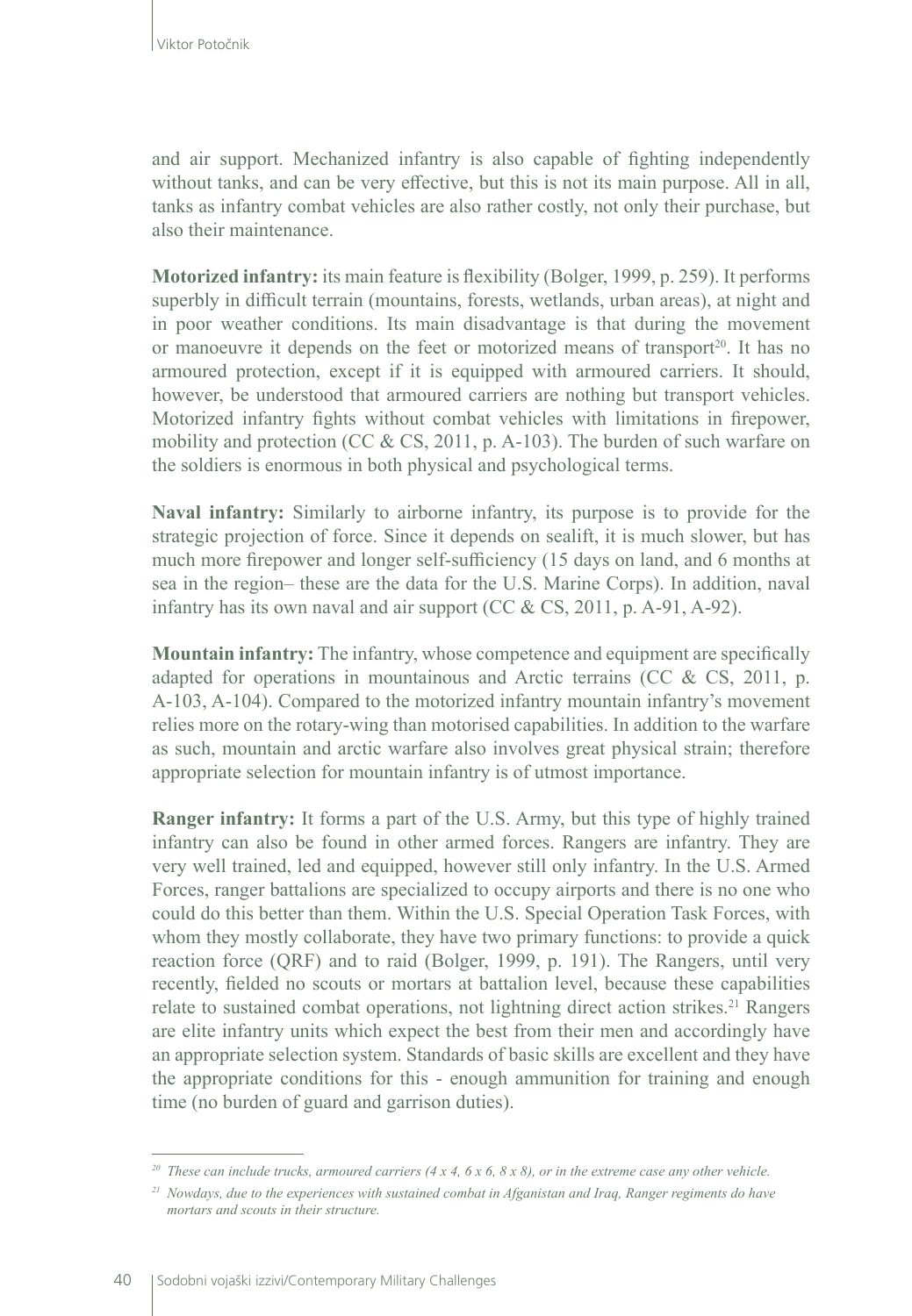and air support. Mechanized infantry is also capable of fighting independently without tanks, and can be very effective, but this is not its main purpose. All in all, tanks as infantry combat vehicles are also rather costly, not only their purchase, but also their maintenance.

**Motorized infantry:** its main feature is flexibility (Bolger, 1999, p. 259). It performs superbly in difficult terrain (mountains, forests, wetlands, urban areas), at night and in poor weather conditions. Its main disadvantage is that during the movement or manoeuvre it depends on the feet or motorized means of transport[20]. It has no armoured protection, except if it is equipped with armoured carriers. It should, however, be understood that armoured carriers are nothing but transport vehicles. Motorized infantry fights without combat vehicles with limitations in firepower, mobility and protection (CC & CS, 2011, p. A-103). The burden of such warfare on the soldiers is enormous in both physical and psychological terms.

**Naval infantry:** Similarly to airborne infantry, its purpose is to provide for the strategic projection of force. Since it depends on sealift, it is much slower, but has much more firepower and longer self-sufficiency (15 days on land, and 6 months at sea in the region– these are the data for the U.S. Marine Corps). In addition, naval infantry has its own naval and air support (CC & CS, 2011, p. A-91, A-92).

**Mountain infantry:** The infantry, whose competence and equipment are specifically adapted for operations in mountainous and Arctic terrains (CC & CS, 2011, p. A-103, A-104). Compared to the motorized infantry mountain infantry's movement relies more on the rotary-wing than motorised capabilities. In addition to the warfare as such, mountain and arctic warfare also involves great physical strain; therefore appropriate selection for mountain infantry is of utmost importance.

**Ranger infantry:** It forms a part of the U.S. Army, but this type of highly trained infantry can also be found in other armed forces. Rangers are infantry. They are very well trained, led and equipped, however still only infantry. In the U.S. Armed Forces, ranger battalions are specialized to occupy airports and there is no one who could do this better than them. Within the U.S. Special Operation Task Forces, with whom they mostly collaborate, they have two primary functions: to provide a quick reaction force (QRF) and to raid (Bolger, 1999, p. 191). The Rangers, until very recently, fielded no scouts or mortars at battalion level, because these capabilities relate to sustained combat operations, not lightning direct action strikes.[21] Rangers are elite infantry units which expect the best from their men and accordingly have an appropriate selection system. Standards of basic skills are excellent and they have the appropriate conditions for this - enough ammunition for training and enough time (no burden of guard and garrison duties).

---

[20] *These can include trucks, armoured carriers (4 x 4, 6 x 6, 8 x 8), or in the extreme case any other vehicle.*

[21] *Nowdays, due to the experiences with sustained combat in Afganistan and Iraq, Ranger regiments do have mortars and scouts in their structure.*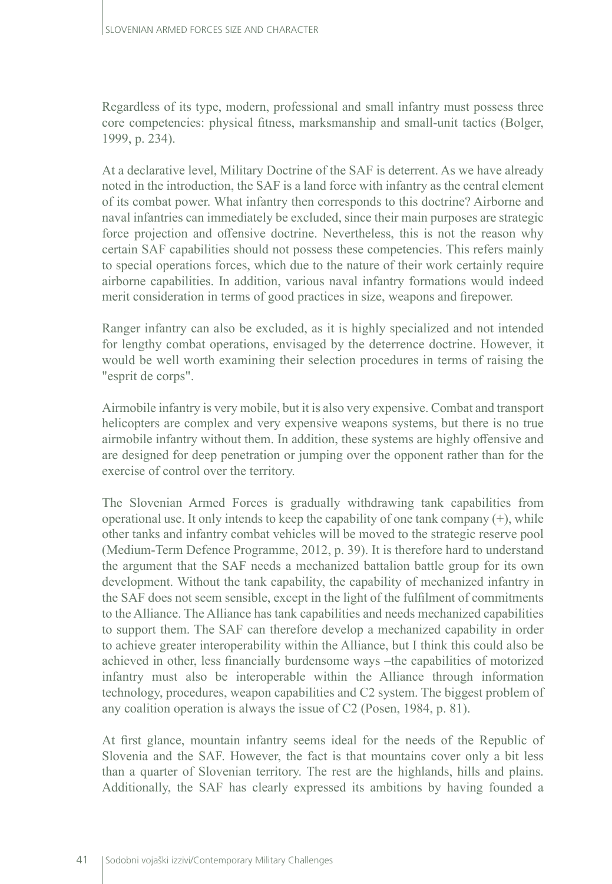Regardless of its type, modern, professional and small infantry must possess three core competencies: physical fitness, marksmanship and small-unit tactics (Bolger, 1999, p. 234).

At a declarative level, Military Doctrine of the SAF is deterrent. As we have already noted in the introduction, the SAF is a land force with infantry as the central element of its combat power. What infantry then corresponds to this doctrine? Airborne and naval infantries can immediately be excluded, since their main purposes are strategic force projection and offensive doctrine. Nevertheless, this is not the reason why certain SAF capabilities should not possess these competencies. This refers mainly to special operations forces, which due to the nature of their work certainly require airborne capabilities. In addition, various naval infantry formations would indeed merit consideration in terms of good practices in size, weapons and firepower.

Ranger infantry can also be excluded, as it is highly specialized and not intended for lengthy combat operations, envisaged by the deterrence doctrine. However, it would be well worth examining their selection procedures in terms of raising the "esprit de corps".

Airmobile infantry is very mobile, but it is also very expensive. Combat and transport helicopters are complex and very expensive weapons systems, but there is no true airmobile infantry without them. In addition, these systems are highly offensive and are designed for deep penetration or jumping over the opponent rather than for the exercise of control over the territory.

The Slovenian Armed Forces is gradually withdrawing tank capabilities from operational use. It only intends to keep the capability of one tank company (+), while other tanks and infantry combat vehicles will be moved to the strategic reserve pool (Medium-Term Defence Programme, 2012, p. 39). It is therefore hard to understand the argument that the SAF needs a mechanized battalion battle group for its own development. Without the tank capability, the capability of mechanized infantry in the SAF does not seem sensible, except in the light of the fulfilment of commitments to the Alliance. The Alliance has tank capabilities and needs mechanized capabilities to support them. The SAF can therefore develop a mechanized capability in order to achieve greater interoperability within the Alliance, but I think this could also be achieved in other, less financially burdensome ways –the capabilities of motorized infantry must also be interoperable within the Alliance through information technology, procedures, weapon capabilities and C2 system. The biggest problem of any coalition operation is always the issue of C2 (Posen, 1984, p. 81).

At first glance, mountain infantry seems ideal for the needs of the Republic of Slovenia and the SAF. However, the fact is that mountains cover only a bit less than a quarter of Slovenian territory. The rest are the highlands, hills and plains. Additionally, the SAF has clearly expressed its ambitions by having founded a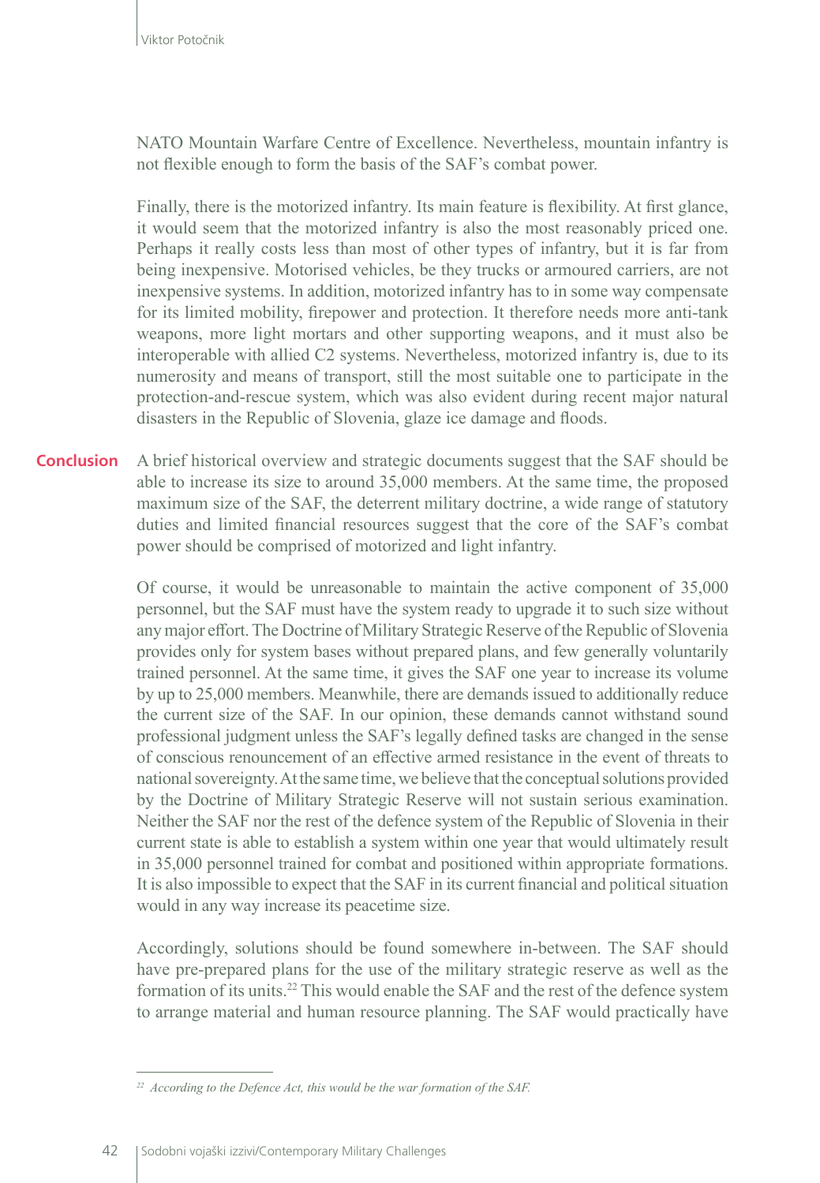NATO Mountain Warfare Centre of Excellence. Nevertheless, mountain infantry is not flexible enough to form the basis of the SAF's combat power.

Finally, there is the motorized infantry. Its main feature is flexibility. At first glance, it would seem that the motorized infantry is also the most reasonably priced one. Perhaps it really costs less than most of other types of infantry, but it is far from being inexpensive. Motorised vehicles, be they trucks or armoured carriers, are not inexpensive systems. In addition, motorized infantry has to in some way compensate for its limited mobility, firepower and protection. It therefore needs more anti-tank weapons, more light mortars and other supporting weapons, and it must also be interoperable with allied C2 systems. Nevertheless, motorized infantry is, due to its numerosity and means of transport, still the most suitable one to participate in the protection-and-rescue system, which was also evident during recent major natural disasters in the Republic of Slovenia, glaze ice damage and floods.

## Conclusion

A brief historical overview and strategic documents suggest that the SAF should be able to increase its size to around 35,000 members. At the same time, the proposed maximum size of the SAF, the deterrent military doctrine, a wide range of statutory duties and limited financial resources suggest that the core of the SAF's combat power should be comprised of motorized and light infantry.

Of course, it would be unreasonable to maintain the active component of 35,000 personnel, but the SAF must have the system ready to upgrade it to such size without any major effort. The Doctrine of Military Strategic Reserve of the Republic of Slovenia provides only for system bases without prepared plans, and few generally voluntarily trained personnel. At the same time, it gives the SAF one year to increase its volume by up to 25,000 members. Meanwhile, there are demands issued to additionally reduce the current size of the SAF. In our opinion, these demands cannot withstand sound professional judgment unless the SAF's legally defined tasks are changed in the sense of conscious renouncement of an effective armed resistance in the event of threats to national sovereignty. At the same time, we believe that the conceptual solutions provided by the Doctrine of Military Strategic Reserve will not sustain serious examination. Neither the SAF nor the rest of the defence system of the Republic of Slovenia in their current state is able to establish a system within one year that would ultimately result in 35,000 personnel trained for combat and positioned within appropriate formations. It is also impossible to expect that the SAF in its current financial and political situation would in any way increase its peacetime size.

Accordingly, solutions should be found somewhere in-between. The SAF should have pre-prepared plans for the use of the military strategic reserve as well as the formation of its units.[22] This would enable the SAF and the rest of the defence system to arrange material and human resource planning. The SAF would practically have

---

[22] *According to the Defence Act, this would be the war formation of the SAF.*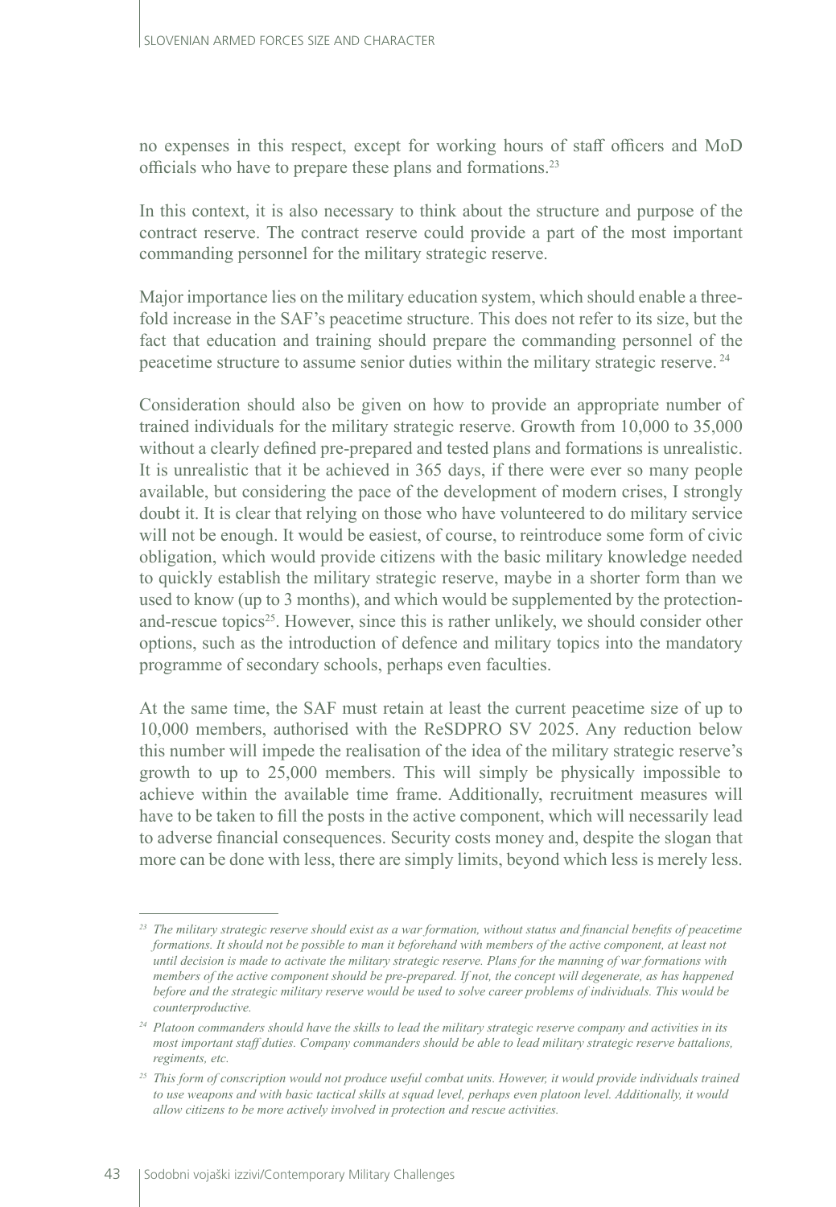no expenses in this respect, except for working hours of staff officers and MoD officials who have to prepare these plans and formations.[23]

In this context, it is also necessary to think about the structure and purpose of the contract reserve. The contract reserve could provide a part of the most important commanding personnel for the military strategic reserve.

Major importance lies on the military education system, which should enable a three-fold increase in the SAF's peacetime structure. This does not refer to its size, but the fact that education and training should prepare the commanding personnel of the peacetime structure to assume senior duties within the military strategic reserve. [24]

Consideration should also be given on how to provide an appropriate number of trained individuals for the military strategic reserve. Growth from 10,000 to 35,000 without a clearly defined pre-prepared and tested plans and formations is unrealistic. It is unrealistic that it be achieved in 365 days, if there were ever so many people available, but considering the pace of the development of modern crises, I strongly doubt it. It is clear that relying on those who have volunteered to do military service will not be enough. It would be easiest, of course, to reintroduce some form of civic obligation, which would provide citizens with the basic military knowledge needed to quickly establish the military strategic reserve, maybe in a shorter form than we used to know (up to 3 months), and which would be supplemented by the protection-and-rescue topics[25]. However, since this is rather unlikely, we should consider other options, such as the introduction of defence and military topics into the mandatory programme of secondary schools, perhaps even faculties.

At the same time, the SAF must retain at least the current peacetime size of up to 10,000 members, authorised with the ReSDPRO SV 2025. Any reduction below this number will impede the realisation of the idea of the military strategic reserve's growth to up to 25,000 members. This will simply be physically impossible to achieve within the available time frame. Additionally, recruitment measures will have to be taken to fill the posts in the active component, which will necessarily lead to adverse financial consequences. Security costs money and, despite the slogan that more can be done with less, there are simply limits, beyond which less is merely less.

---

[23] *The military strategic reserve should exist as a war formation, without status and financial benefits of peacetime formations. It should not be possible to man it beforehand with members of the active component, at least not until decision is made to activate the military strategic reserve. Plans for the manning of war formations with members of the active component should be pre-prepared. If not, the concept will degenerate, as has happened before and the strategic military reserve would be used to solve career problems of individuals. This would be counterproductive.*

[24] *Platoon commanders should have the skills to lead the military strategic reserve company and activities in its most important staff duties. Company commanders should be able to lead military strategic reserve battalions, regiments, etc.*

[25] *This form of conscription would not produce useful combat units. However, it would provide individuals trained to use weapons and with basic tactical skills at squad level, perhaps even platoon level. Additionally, it would allow citizens to be more actively involved in protection and rescue activities.*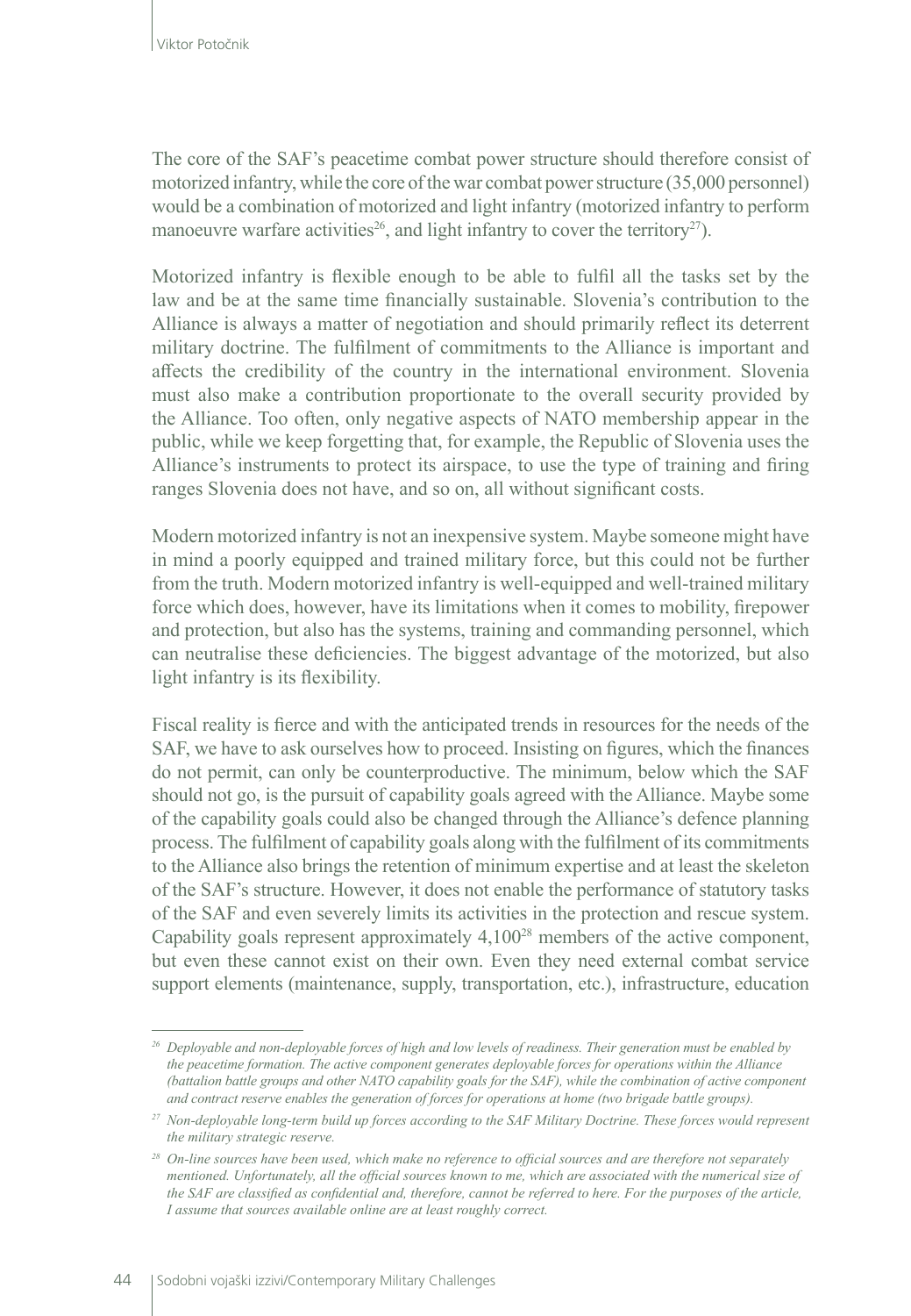The core of the SAF's peacetime combat power structure should therefore consist of motorized infantry, while the core of the war combat power structure (35,000 personnel) would be a combination of motorized and light infantry (motorized infantry to perform manoeuvre warfare activities[26], and light infantry to cover the territory[27]).

Motorized infantry is flexible enough to be able to fulfil all the tasks set by the law and be at the same time financially sustainable. Slovenia's contribution to the Alliance is always a matter of negotiation and should primarily reflect its deterrent military doctrine. The fulfilment of commitments to the Alliance is important and affects the credibility of the country in the international environment. Slovenia must also make a contribution proportionate to the overall security provided by the Alliance. Too often, only negative aspects of NATO membership appear in the public, while we keep forgetting that, for example, the Republic of Slovenia uses the Alliance's instruments to protect its airspace, to use the type of training and firing ranges Slovenia does not have, and so on, all without significant costs.

Modern motorized infantry is not an inexpensive system. Maybe someone might have in mind a poorly equipped and trained military force, but this could not be further from the truth. Modern motorized infantry is well-equipped and well-trained military force which does, however, have its limitations when it comes to mobility, firepower and protection, but also has the systems, training and commanding personnel, which can neutralise these deficiencies. The biggest advantage of the motorized, but also light infantry is its flexibility.

Fiscal reality is fierce and with the anticipated trends in resources for the needs of the SAF, we have to ask ourselves how to proceed. Insisting on figures, which the finances do not permit, can only be counterproductive. The minimum, below which the SAF should not go, is the pursuit of capability goals agreed with the Alliance. Maybe some of the capability goals could also be changed through the Alliance's defence planning process. The fulfilment of capability goals along with the fulfilment of its commitments to the Alliance also brings the retention of minimum expertise and at least the skeleton of the SAF's structure. However, it does not enable the performance of statutory tasks of the SAF and even severely limits its activities in the protection and rescue system. Capability goals represent approximately 4,100[28] members of the active component, but even these cannot exist on their own. Even they need external combat service support elements (maintenance, supply, transportation, etc.), infrastructure, education

---

[26] *Deployable and non-deployable forces of high and low levels of readiness. Their generation must be enabled by the peacetime formation. The active component generates deployable forces for operations within the Alliance (battalion battle groups and other NATO capability goals for the SAF), while the combination of active component and contract reserve enables the generation of forces for operations at home (two brigade battle groups).*

[27] *Non-deployable long-term build up forces according to the SAF Military Doctrine. These forces would represent the military strategic reserve.*

[28] *On-line sources have been used, which make no reference to official sources and are therefore not separately mentioned. Unfortunately, all the official sources known to me, which are associated with the numerical size of the SAF are classified as confidential and, therefore, cannot be referred to here. For the purposes of the article, I assume that sources available online are at least roughly correct.*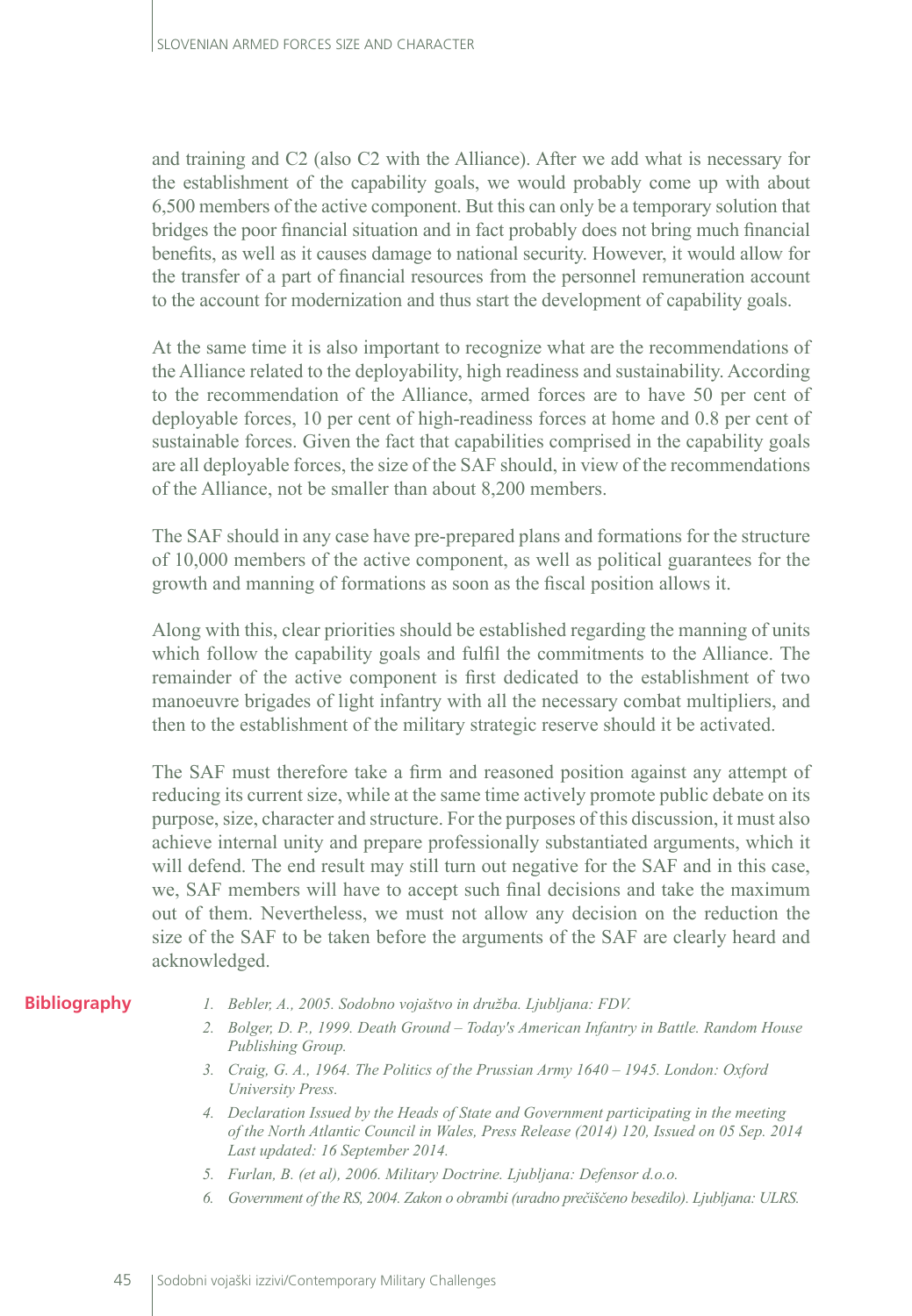and training and C2 (also C2 with the Alliance). After we add what is necessary for the establishment of the capability goals, we would probably come up with about 6,500 members of the active component. But this can only be a temporary solution that bridges the poor financial situation and in fact probably does not bring much financial benefits, as well as it causes damage to national security. However, it would allow for the transfer of a part of financial resources from the personnel remuneration account to the account for modernization and thus start the development of capability goals.

At the same time it is also important to recognize what are the recommendations of the Alliance related to the deployability, high readiness and sustainability. According to the recommendation of the Alliance, armed forces are to have 50 per cent of deployable forces, 10 per cent of high-readiness forces at home and 0.8 per cent of sustainable forces. Given the fact that capabilities comprised in the capability goals are all deployable forces, the size of the SAF should, in view of the recommendations of the Alliance, not be smaller than about 8,200 members.

The SAF should in any case have pre-prepared plans and formations for the structure of 10,000 members of the active component, as well as political guarantees for the growth and manning of formations as soon as the fiscal position allows it.

Along with this, clear priorities should be established regarding the manning of units which follow the capability goals and fulfil the commitments to the Alliance. The remainder of the active component is first dedicated to the establishment of two manoeuvre brigades of light infantry with all the necessary combat multipliers, and then to the establishment of the military strategic reserve should it be activated.

The SAF must therefore take a firm and reasoned position against any attempt of reducing its current size, while at the same time actively promote public debate on its purpose, size, character and structure. For the purposes of this discussion, it must also achieve internal unity and prepare professionally substantiated arguments, which it will defend. The end result may still turn out negative for the SAF and in this case, we, SAF members will have to accept such final decisions and take the maximum out of them. Nevertheless, we must not allow any decision on the reduction the size of the SAF to be taken before the arguments of the SAF are clearly heard and acknowledged.

## Bibliography

1. *Bebler, A., 2005. Sodobno vojaštvo in družba. Ljubljana: FDV.*
2. *Bolger, D. P., 1999. Death Ground – Today's American Infantry in Battle. Random House Publishing Group.*
3. *Craig, G. A., 1964. The Politics of the Prussian Army 1640 – 1945. London: Oxford University Press.*
4. *Declaration Issued by the Heads of State and Government participating in the meeting of the North Atlantic Council in Wales, Press Release (2014) 120, Issued on 05 Sep. 2014 Last updated: 16 September 2014.*
5. *Furlan, B. (et al), 2006. Military Doctrine. Ljubljana: Defensor d.o.o.*
6. *Government of the RS, 2004. Zakon o obrambi (uradno prečiščeno besedilo). Ljubljana: ULRS.*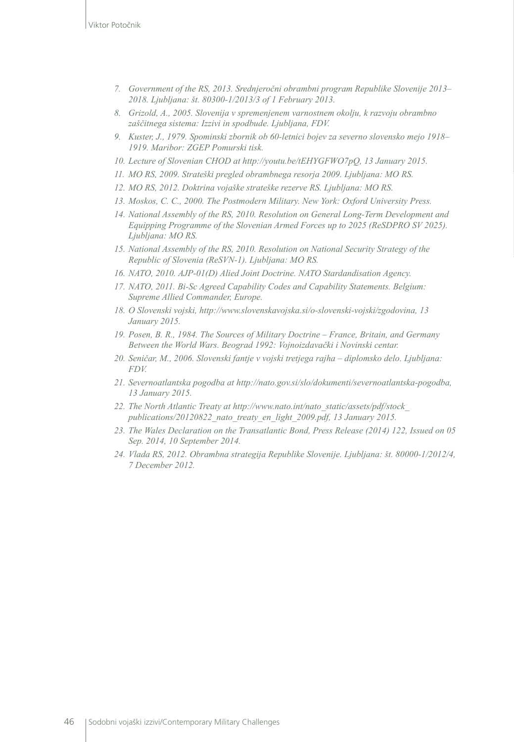7. *Government of the RS, 2013. Srednjeročni obrambni program Republike Slovenije 2013–2018. Ljubljana: št. 80300-1/2013/3 of 1 February 2013.*
8. *Grizold, A., 2005. Slovenija v spremenjenem varnostnem okolju, k razvoju obrambno zaščitnega sistema: Izzivi in spodbude. Ljubljana, FDV.*
9. *Kuster, J., 1979. Spominski zbornik ob 60-letnici bojev za severno slovensko mejo 1918–1919. Maribor: ZGEP Pomurski tisk.*
10. *Lecture of Slovenian CHOD at http://youtu.be/tEHYGFWO7pQ, 13 January 2015.*
11. *MO RS, 2009. Strateški pregled obrambnega resorja 2009. Ljubljana: MO RS.*
12. *MO RS, 2012. Doktrina vojaške strateške rezerve RS. Ljubljana: MO RS.*
13. *Moskos, C. C., 2000. The Postmodern Military. New York: Oxford University Press.*
14. *National Assembly of the RS, 2010. Resolution on General Long-Term Development and Equipping Programme of the Slovenian Armed Forces up to 2025 (ReSDPRO SV 2025). Ljubljana: MO RS.*
15. *National Assembly of the RS, 2010. Resolution on National Security Strategy of the Republic of Slovenia (ReSVN-1). Ljubljana: MO RS.*
16. *NATO, 2010. AJP-01(D) Alied Joint Doctrine. NATO Stardandisation Agency.*
17. *NATO, 2011. Bi-Sc Agreed Capability Codes and Capability Statements. Belgium: Supreme Allied Commander, Europe.*
18. *O Slovenski vojski, http://www.slovenskavojska.si/o-slovenski-vojski/zgodovina, 13 January 2015.*
19. *Posen, B. R., 1984. The Sources of Military Doctrine – France, Britain, and Germany Between the World Wars. Beograd 1992: Vojnoizdavački i Novinski centar.*
20. *Seničar, M., 2006. Slovenski fantje v vojski tretjega rajha – diplomsko delo. Ljubljana: FDV.*
21. *Severnoatlantska pogodba at http://nato.gov.si/slo/dokumenti/severnoatlantska-pogodba, 13 January 2015.*
22. *The North Atlantic Treaty at http://www.nato.int/nato_static/assets/pdf/stock_publications/20120822_nato_treaty_en_light_2009.pdf, 13 January 2015.*
23. *The Wales Declaration on the Transatlantic Bond, Press Release (2014) 122, Issued on 05 Sep. 2014, 10 September 2014.*
24. *Vlada RS, 2012. Obrambna strategija Republike Slovenije. Ljubljana: št. 80000-1/2012/4, 7 December 2012.*